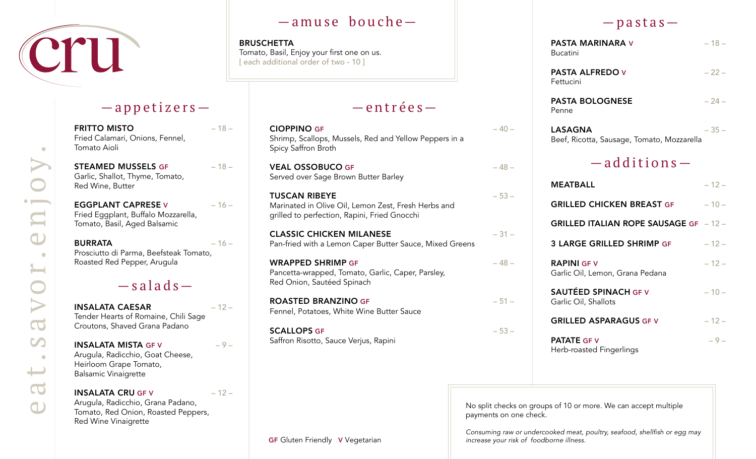# cru

eat. savor. enjoy.

## — amuse bouche —

**BRUSCHETTA**
Tomato, Basil, Enjoy your first one on us.
[ each additional order of two - 10 ]

## — appetizers —

**FRITTO MISTO** – 18 –
Fried Calamari, Onions, Fennel, Tomato Aioli

**STEAMED MUSSELS** GF – 18 –
Garlic, Shallot, Thyme, Tomato, Red Wine, Butter

**EGGPLANT CAPRESE** V – 16 –
Fried Eggplant, Buffalo Mozzarella, Tomato, Basil, Aged Balsamic

**BURRATA** – 16 –
Prosciutto di Parma, Beefsteak Tomato, Roasted Red Pepper, Arugula

## — salads —

**INSALATA CAESAR** – 12 –
Tender Hearts of Romaine, Chili Sage Croutons, Shaved Grana Padano

**INSALATA MISTA** GF V – 9 –
Arugula, Radicchio, Goat Cheese, Heirloom Grape Tomato, Balsamic Vinaigrette

**INSALATA CRU** GF V – 12 –
Arugula, Radicchio, Grana Padano, Tomato, Red Onion, Roasted Peppers, Red Wine Vinaigrette

## — entrées —

**CIOPPINO** GF – 40 –
Shrimp, Scallops, Mussels, Red and Yellow Peppers in a Spicy Saffron Broth

**VEAL OSSOBUCO** GF – 48 –
Served over Sage Brown Butter Barley

**TUSCAN RIBEYE** – 53 –
Marinated in Olive Oil, Lemon Zest, Fresh Herbs and grilled to perfection, Rapini, Fried Gnocchi

**CLASSIC CHICKEN MILANESE** – 31 –
Pan-fried with a Lemon Caper Butter Sauce, Mixed Greens

**WRAPPED SHRIMP** GF – 48 –
Pancetta-wrapped, Tomato, Garlic, Caper, Parsley, Red Onion, Sautéed Spinach

**ROASTED BRANZINO** GF – 51 –
Fennel, Potatoes, White Wine Butter Sauce

**SCALLOPS** GF – 53 –
Saffron Risotto, Sauce Verjus, Rapini

GF Gluten Friendly V Vegetarian

## — pastas —

**PASTA MARINARA** V – 18 –
Bucatini

**PASTA ALFREDO** V – 22 –
Fettucini

**PASTA BOLOGNESE** – 24 –
Penne

**LASAGNA** – 35 –
Beef, Ricotta, Sausage, Tomato, Mozzarella

## — additions —

**MEATBALL** – 12 –

**GRILLED CHICKEN BREAST** GF – 10 –

**GRILLED ITALIAN ROPE SAUSAGE** GF – 12 –

**3 LARGE GRILLED SHRIMP** GF – 12 –

**RAPINI** GF V – 12 –
Garlic Oil, Lemon, Grana Pedana

**SAUTÉED SPINACH** GF V – 10 –
Garlic Oil, Shallots

**GRILLED ASPARAGUS** GF V – 12 –

**PATATE** GF V – 9 –
Herb-roasted Fingerlings

No split checks on groups of 10 or more. We can accept multiple payments on one check.

*Consuming raw or undercooked meat, poultry, seafood, shellfish or egg may increase your risk of foodborne illness.*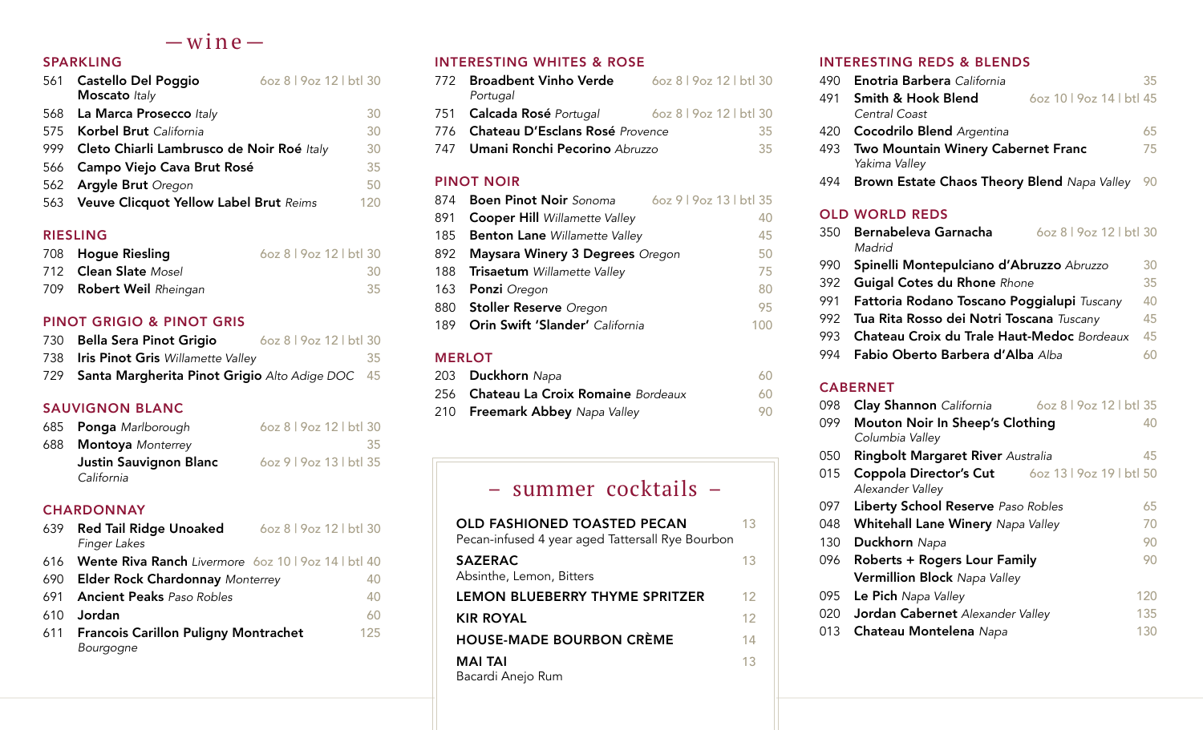# — wine —

## SPARKLING

- 561 **Castello Del Poggio Moscato** *Italy* — 6oz 8 | 9oz 12 | btl 30
- 568 **La Marca Prosecco** *Italy* — 30
- 575 **Korbel Brut** *California* — 30
- 999 **Cleto Chiarli Lambrusco de Noir Roé** *Italy* — 30
- 566 **Campo Viejo Cava Brut Rosé** — 35
- 562 **Argyle Brut** *Oregon* — 50
- 563 **Veuve Clicquot Yellow Label Brut** *Reims* — 120

## RIESLING

- 708 **Hogue Riesling** — 6oz 8 | 9oz 12 | btl 30
- 712 **Clean Slate** *Mosel* — 30
- 709 **Robert Weil** *Rheingan* — 35

## PINOT GRIGIO & PINOT GRIS

- 730 **Bella Sera Pinot Grigio** — 6oz 8 | 9oz 12 | btl 30
- 738 **Iris Pinot Gris** *Willamette Valley* — 35
- 729 **Santa Margherita Pinot Grigio** *Alto Adige DOC* — 45

## SAUVIGNON BLANC

- 685 **Ponga** *Marlborough* — 6oz 8 | 9oz 12 | btl 30
- 688 **Montoya** *Monterrey* — 35
- **Justin Sauvignon Blanc** *California* — 6oz 9 | 9oz 13 | btl 35

## CHARDONNAY

- 639 **Red Tail Ridge Unoaked** *Finger Lakes* — 6oz 8 | 9oz 12 | btl 30
- 616 **Wente Riva Ranch** *Livermore* — 6oz 10 | 9oz 14 | btl 40
- 690 **Elder Rock Chardonnay** *Monterrey* — 40
- 691 **Ancient Peaks** *Paso Robles* — 40
- 610 **Jordan** — 60
- 611 **Francois Carillon Puligny Montrachet** *Bourgogne* — 125

## INTERESTING WHITES & ROSE

- 772 **Broadbent Vinho Verde** *Portugal* — 6oz 8 | 9oz 12 | btl 30
- 751 **Calcada Rosé** *Portugal* — 6oz 8 | 9oz 12 | btl 30
- 776 **Chateau D'Esclans Rosé** *Provence* — 35
- 747 **Umani Ronchi Pecorino** *Abruzzo* — 35

## PINOT NOIR

- 874 **Boen Pinot Noir** *Sonoma* — 6oz 9 | 9oz 13 | btl 35
- 891 **Cooper Hill** *Willamette Valley* — 40
- 185 **Benton Lane** *Willamette Valley* — 45
- 892 **Maysara Winery 3 Degrees** *Oregon* — 50
- 188 **Trisaetum** *Willamette Valley* — 75
- 163 **Ponzi** *Oregon* — 80
- 880 **Stoller Reserve** *Oregon* — 95
- 189 **Orin Swift 'Slander'** *California* — 100

## MERLOT

- 203 **Duckhorn** *Napa* — 60
- 256 **Chateau La Croix Romaine** *Bordeaux* — 60
- 210 **Freemark Abbey** *Napa Valley* — 90

## – summer cocktails –

- **OLD FASHIONED TOASTED PECAN** — 13
  Pecan-infused 4 year aged Tattersall Rye Bourbon
- **SAZERAC** — 13
  Absinthe, Lemon, Bitters
- **LEMON BLUEBERRY THYME SPRITZER** — 12
- **KIR ROYAL** — 12
- **HOUSE-MADE BOURBON CRÈME** — 14
- **MAI TAI** — 13
  Bacardi Anejo Rum

## INTERESTING REDS & BLENDS

- 490 **Enotria Barbera** *California* — 35
- 491 **Smith & Hook Blend** *Central Coast* — 6oz 10 | 9oz 14 | btl 45
- 420 **Cocodrilo Blend** *Argentina* — 65
- 493 **Two Mountain Winery Cabernet Franc** *Yakima Valley* — 75
- 494 **Brown Estate Chaos Theory Blend** *Napa Valley* — 90

## OLD WORLD REDS

- 350 **Bernabeleva Garnacha** *Madrid* — 6oz 8 | 9oz 12 | btl 30
- 990 **Spinelli Montepulciano d'Abruzzo** *Abruzzo* — 30
- 392 **Guigal Cotes du Rhone** *Rhone* — 35
- 991 **Fattoria Rodano Toscano Poggialupi** *Tuscany* — 40
- 992 **Tua Rita Rosso dei Notri Toscana** *Tuscany* — 45
- 993 **Chateau Croix du Trale Haut-Medoc** *Bordeaux* — 45
- 994 **Fabio Oberto Barbera d'Alba** *Alba* — 60

## CABERNET

- 098 **Clay Shannon** *California* — 6oz 8 | 9oz 12 | btl 35
- 099 **Mouton Noir In Sheep's Clothing** *Columbia Valley* — 40
- 050 **Ringbolt Margaret River** *Australia* — 45
- 015 **Coppola Director's Cut** *Alexander Valley* — 6oz 13 | 9oz 19 | btl 50
- 097 **Liberty School Reserve** *Paso Robles* — 65
- 048 **Whitehall Lane Winery** *Napa Valley* — 70
- 130 **Duckhorn** *Napa* — 90
- 096 **Roberts + Rogers Lour Family Vermillion Block** *Napa Valley* — 90
- 095 **Le Pich** *Napa Valley* — 120
- 020 **Jordan Cabernet** *Alexander Valley* — 135
- 013 **Chateau Montelena** *Napa* — 130